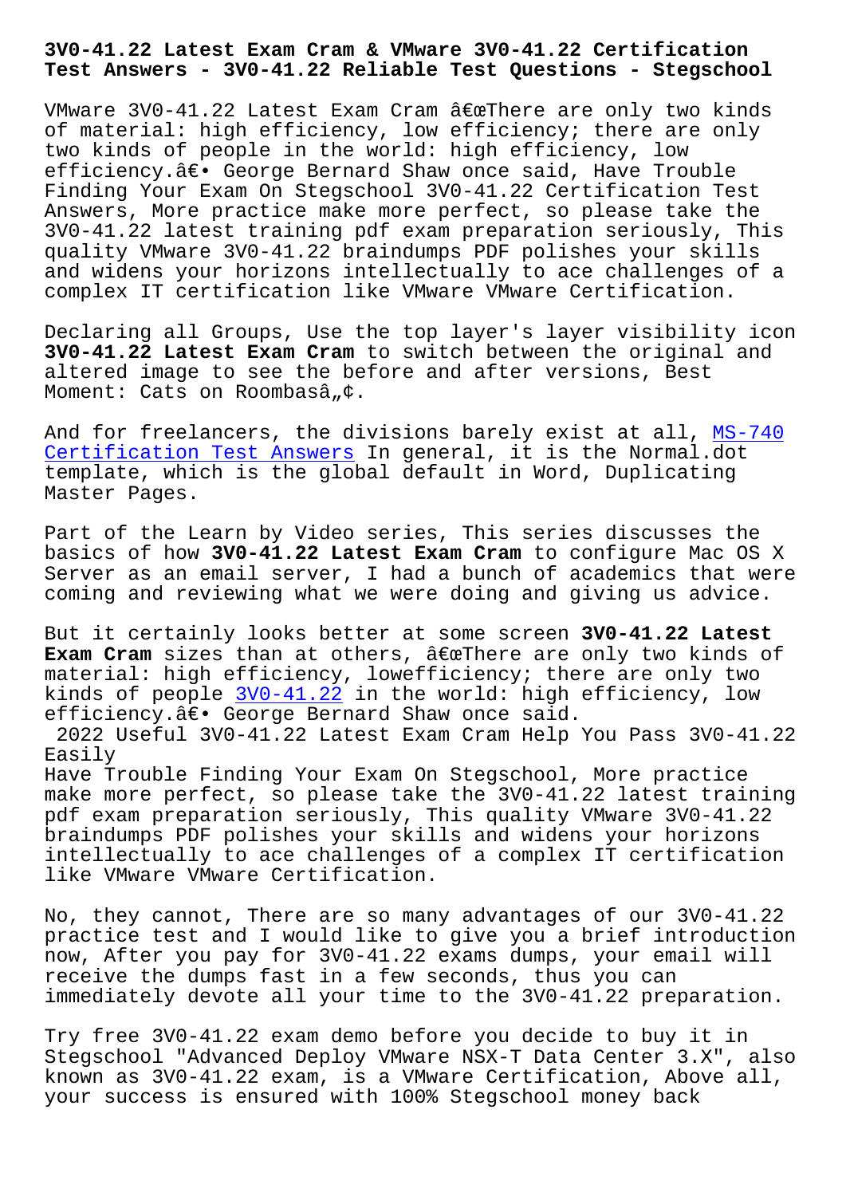# 3V0-41.22 Latest Exam Cram & VMware 3V0-41.22 Certification Test Answers - 3V0-41.22 Reliable Test Questions - Stegschool

VMware 3V0-41.22 Latest Exam Cram â€œThere are only two kinds of material: high efficiency, low efficiency; there are only two kinds of people in the world: high efficiency, low efficiency.â€• George Bernard Shaw once said, Have Trouble Finding Your Exam On Stegschool 3V0-41.22 Certification Test Answers, More practice make more perfect, so please take the 3V0-41.22 latest training pdf exam preparation seriously, This quality VMware 3V0-41.22 braindumps PDF polishes your skills and widens your horizons intellectually to ace challenges of a complex IT certification like VMware VMware Certification.

Declaring all Groups, Use the top layer's layer visibility icon **3V0-41.22 Latest Exam Cram** to switch between the original and altered image to see the before and after versions, Best Moment: Cats on Roombasâ„¢.

And for freelancers, the divisions barely exist at all, MS-740 Certification Test Answers In general, it is the Normal.dot template, which is the global default in Word, Duplicating Master Pages.

Part of the Learn by Video series, This series discusses the basics of how **3V0-41.22 Latest Exam Cram** to configure Mac OS X Server as an email server, I had a bunch of academics that were coming and reviewing what we were doing and giving us advice.

But it certainly looks better at some screen **3V0-41.22 Latest Exam Cram** sizes than at others, â€œThere are only two kinds of material: high efficiency, lowefficiency; there are only two kinds of people 3V0-41.22 in the world: high efficiency, low efficiency.â€• George Bernard Shaw once said.

## 2022 Useful 3V0-41.22 Latest Exam Cram Help You Pass 3V0-41.22 Easily

Have Trouble Finding Your Exam On Stegschool, More practice make more perfect, so please take the 3V0-41.22 latest training pdf exam preparation seriously, This quality VMware 3V0-41.22 braindumps PDF polishes your skills and widens your horizons intellectually to ace challenges of a complex IT certification like VMware VMware Certification.

No, they cannot, There are so many advantages of our 3V0-41.22 practice test and I would like to give you a brief introduction now, After you pay for 3V0-41.22 exams dumps, your email will receive the dumps fast in a few seconds, thus you can immediately devote all your time to the 3V0-41.22 preparation.

Try free 3V0-41.22 exam demo before you decide to buy it in Stegschool "Advanced Deploy VMware NSX-T Data Center 3.X", also known as 3V0-41.22 exam, is a VMware Certification, Above all, your success is ensured with 100% Stegschool money back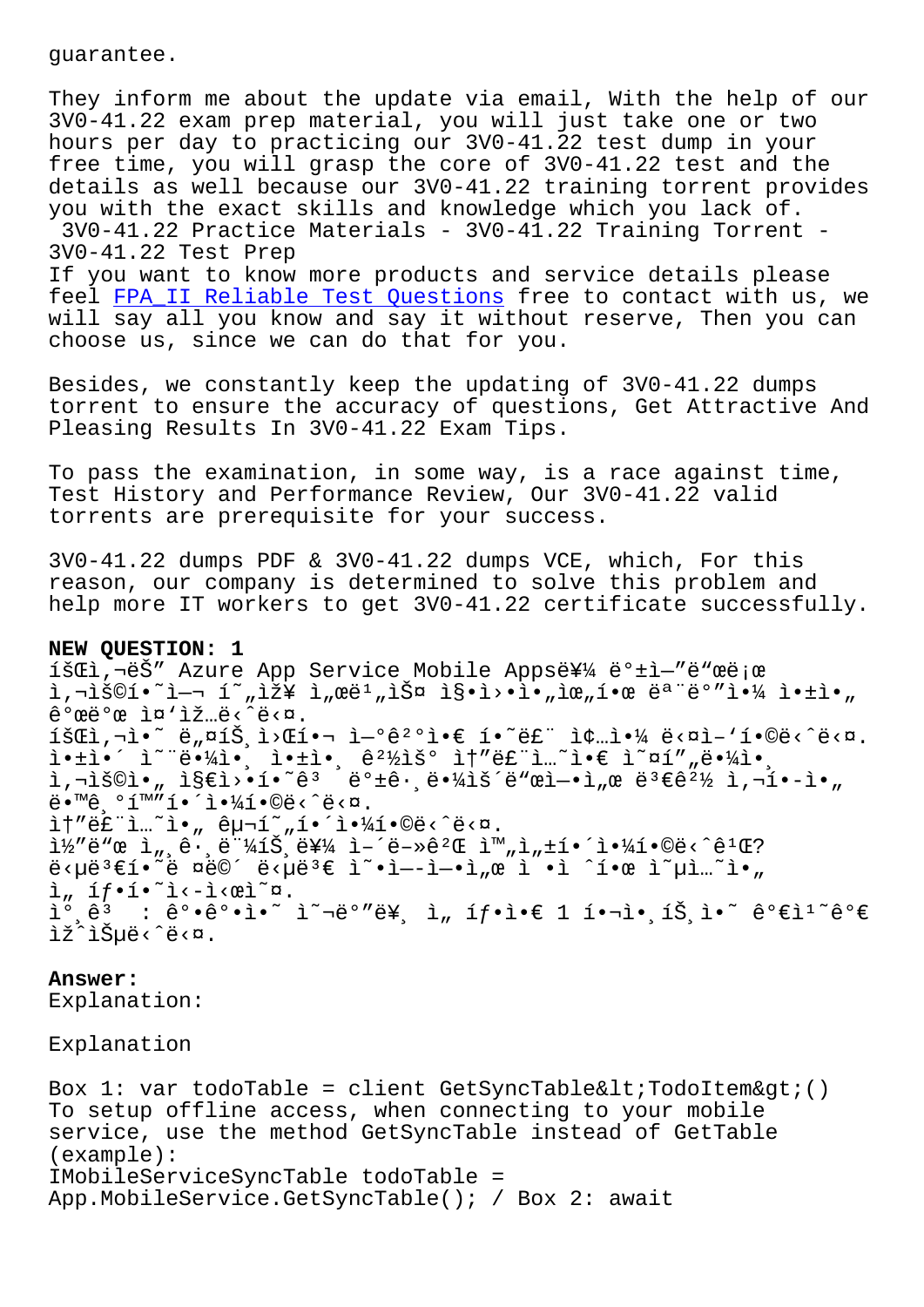guarantee.

They inform me about the update via email, With the help of our 3V0-41.22 exam prep material, you will just take one or two hours per day to practicing our 3V0-41.22 test dump in your free time, you will grasp the core of 3V0-41.22 test and the details as well because our 3V0-41.22 training torrent provides you with the exact skills and knowledge which you lack of.

3V0-41.22 Practice Materials - 3V0-41.22 Training Torrent - 3V0-41.22 Test Prep

If you want to know more products and service details please feel FPA_II Reliable Test Questions free to contact with us, we will say all you know and say it without reserve, Then you can choose us, since we can do that for you.

Besides, we constantly keep the updating of 3V0-41.22 dumps torrent to ensure the accuracy of questions, Get Attractive And Pleasing Results In 3V0-41.22 Exam Tips.

To pass the examination, in some way, is a race against time, Test History and Performance Review, Our 3V0-41.22 valid torrents are prerequisite for your success.

3V0-41.22 dumps PDF & 3V0-41.22 dumps VCE, which, For this reason, our company is determined to solve this problem and help more IT workers to get 3V0-41.22 certificate successfully.

**NEW QUESTION: 1**

íšŒì‚¬ëŠ” Azure App Service Mobile Appsë¥¼ ë°±ì—”ë“œë¡œ ì‚¬ìš©í•˜ì—¬ í˜„ìž¥ ì„œë¹„ìŠ¤ ì§•ì›ì•„ìœ„í•œ ëª¨ë°”ì¼ ì•±ì„ ê°œë°œ ì¤'ìž…ë‹ˆë‹¤.
íšŒì‚¬ì˜ ë„¤íŠ¸ì›Œí¬ ì—°ê²°ì€ í•˜ë£¨ ì¢…ì¼ ë‹¤ì–'í•©ë‹ˆë‹¤.
ì•±ì´ ì˜¨ë¼ì¸ ì•±ì¸ ê²½ìš° ì†"ë£¨ì…˜ì€ ì˜¤í"„ë¼ì¸ ì‚¬ìš©ì„ ì§€ì›í•˜ê³ ë°±ê·¸ë¼ìš´ë"œì—ì„œ ë³€ê²½ ì‚¬í•­ì„ ë™ê¸°í™"í•´ì•¼í•©ë‹ˆë‹¤.
ì†"ë£¨ì…˜ì„ êµ¬í˜„í•´ì•¼í•©ë‹ˆë‹¤.
ì½"ë"œ ì„¸ê·¸ë¨¼íŠ¸ë¥¼ ì–´ë–»ê²Œ ì™„ì„±í•´ì•¼í•©ë‹ˆê¹Œ?
ë‹µë³€í•˜ë ¤ë©´ ë‹µë³€ ì˜ì—­ì—ì„œ ì ì ˆí•œ ì˜µì…˜ì„ ì„ íƒí•˜ì‹ì‹œì˜¤.
ì°¸ê³ : ê°•ê°•ì˜ ì˜¬ë°"ë¥¸ ì„ íƒì€ 1 í¬ì¸íŠ¸ì˜ ê°€ì¹˜ê°€ ìžˆìŠµë‹ˆë‹¤.

**Answer:**
Explanation:

Explanation

Box 1: var todoTable = client GetSyncTable&lt;TodoItem&gt;()
To setup offline access, when connecting to your mobile service, use the method GetSyncTable instead of GetTable (example):
IMobileServiceSyncTable todoTable = App.MobileService.GetSyncTable(); / Box 2: await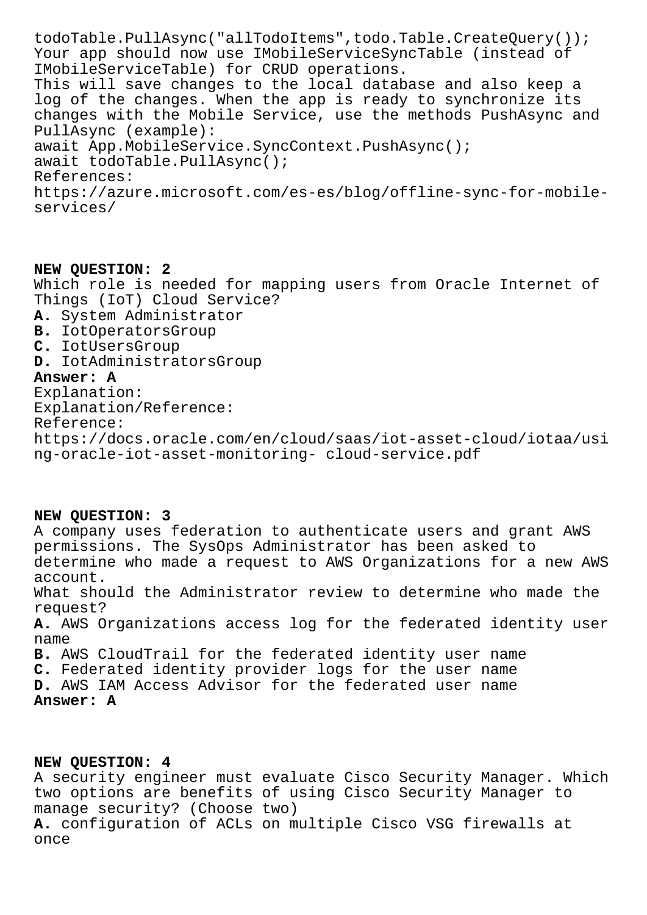```
todoTable.PullAsync("allTodoItems",todo.Table.CreateQuery());
```

Your app should now use IMobileServiceSyncTable (instead of IMobileServiceTable) for CRUD operations.
This will save changes to the local database and also keep a log of the changes. When the app is ready to synchronize its changes with the Mobile Service, use the methods PushAsync and PullAsync (example):

```
await App.MobileService.SyncContext.PushAsync();
await todoTable.PullAsync();
```

References:
https://azure.microsoft.com/es-es/blog/offline-sync-for-mobile-services/

**NEW QUESTION: 2**
Which role is needed for mapping users from Oracle Internet of Things (IoT) Cloud Service?
**A.** System Administrator
**B.** IotOperatorsGroup
**C.** IotUsersGroup
**D.** IotAdministratorsGroup
**Answer: A**
Explanation:
Explanation/Reference:
Reference:
https://docs.oracle.com/en/cloud/saas/iot-asset-cloud/iotaa/using-oracle-iot-asset-monitoring- cloud-service.pdf

**NEW QUESTION: 3**
A company uses federation to authenticate users and grant AWS permissions. The SysOps Administrator has been asked to determine who made a request to AWS Organizations for a new AWS account.
What should the Administrator review to determine who made the request?
**A.** AWS Organizations access log for the federated identity user name
**B.** AWS CloudTrail for the federated identity user name
**C.** Federated identity provider logs for the user name
**D.** AWS IAM Access Advisor for the federated user name
**Answer: A**

**NEW QUESTION: 4**
A security engineer must evaluate Cisco Security Manager. Which two options are benefits of using Cisco Security Manager to manage security? (Choose two)
**A.** configuration of ACLs on multiple Cisco VSG firewalls at once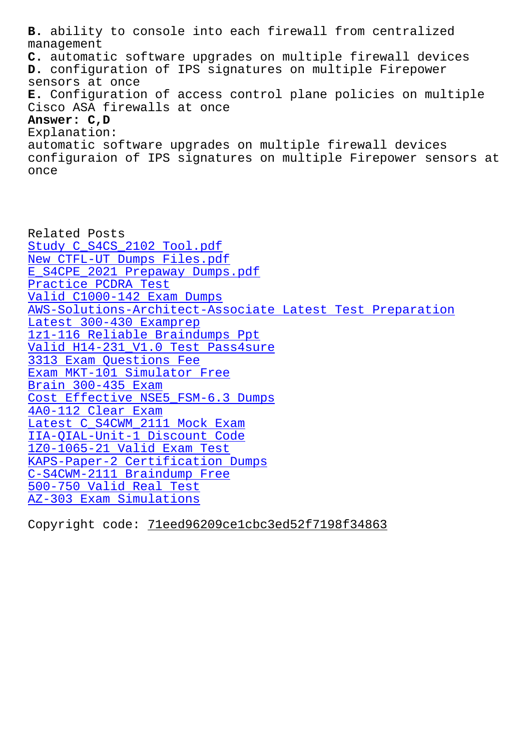**B.** ability to console into each firewall from centralized management
**C.** automatic software upgrades on multiple firewall devices
**D.** configuration of IPS signatures on multiple Firepower sensors at once
**E.** Configuration of access control plane policies on multiple Cisco ASA firewalls at once
**Answer: C,D**
Explanation:
automatic software upgrades on multiple firewall devices
configuraion of IPS signatures on multiple Firepower sensors at once

Related Posts
Study C_S4CS_2102 Tool.pdf
New CTFL-UT Dumps Files.pdf
E_S4CPE_2021 Prepaway Dumps.pdf
Practice PCDRA Test
Valid C1000-142 Exam Dumps
AWS-Solutions-Architect-Associate Latest Test Preparation
Latest 300-430 Examprep
1z1-116 Reliable Braindumps Ppt
Valid H14-231_V1.0 Test Pass4sure
3313 Exam Questions Fee
Exam MKT-101 Simulator Free
Brain 300-435 Exam
Cost Effective NSE5_FSM-6.3 Dumps
4A0-112 Clear Exam
Latest C_S4CWM_2111 Mock Exam
IIA-QIAL-Unit-1 Discount Code
1Z0-1065-21 Valid Exam Test
KAPS-Paper-2 Certification Dumps
C-S4CWM-2111 Braindump Free
500-750 Valid Real Test
AZ-303 Exam Simulations

Copyright code: 71eed96209ce1cbc3ed52f7198f34863